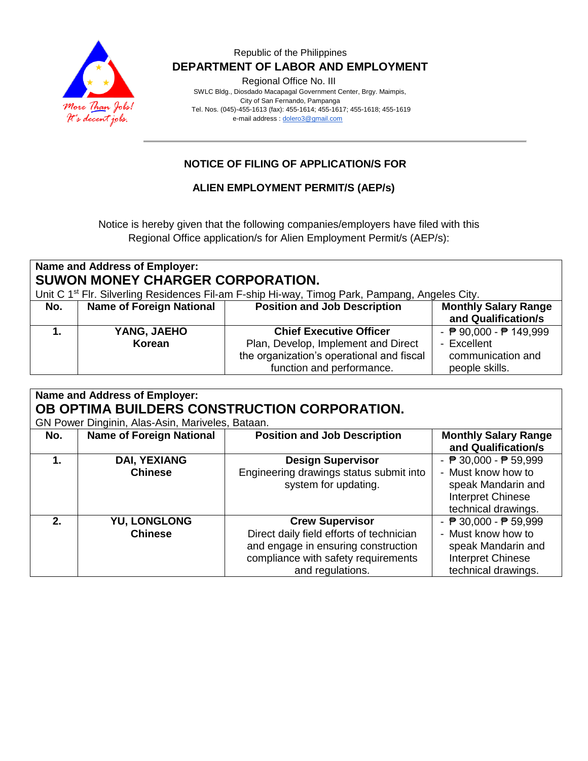Republic of the Philippines

**DEPARTMENT OF LABOR AND EMPLOYMENT**

Regional Office No. III

SWLC Bldg., Diosdado Macapagal Government Center, Brgy. Maimpis,
City of San Fernando, Pampanga
Tel. Nos. (045)-455-1613 (fax): 455-1614; 455-1617; 455-1618; 455-1619
e-mail address : dolero3@gmail.com

---

## NOTICE OF FILING OF APPLICATION/S FOR

## ALIEN EMPLOYMENT PERMIT/S (AEP/s)

Notice is hereby given that the following companies/employers have filed with this Regional Office application/s for Alien Employment Permit/s (AEP/s):

**Name and Address of Employer:**
**SUWON MONEY CHARGER CORPORATION.**
Unit C 1st Flr. Silverling Residences Fil-am F-ship Hi-way, Timog Park, Pampang, Angeles City.

| No. | Name of Foreign National | Position and Job Description | Monthly Salary Range and Qualification/s |
|---|---|---|---|
| **1.** | **YANG, JAEHO**<br>**Korean** | **Chief Executive Officer**<br>Plan, Develop, Implement and Direct the organization's operational and fiscal function and performance. | - ₱ 90,000 - ₱ 149,999<br>- Excellent communication and people skills. |

**Name and Address of Employer:**
**OB OPTIMA BUILDERS CONSTRUCTION CORPORATION.**
GN Power Dinginin, Alas-Asin, Mariveles, Bataan.

| No. | Name of Foreign National | Position and Job Description | Monthly Salary Range and Qualification/s |
|---|---|---|---|
| **1.** | **DAI, YEXIANG**<br>**Chinese** | **Design Supervisor**<br>Engineering drawings status submit into system for updating. | - ₱ 30,000 - ₱ 59,999<br>- Must know how to speak Mandarin and Interpret Chinese technical drawings. |
| **2.** | **YU, LONGLONG**<br>**Chinese** | **Crew Supervisor**<br>Direct daily field efforts of technician and engage in ensuring construction compliance with safety requirements and regulations. | - ₱ 30,000 - ₱ 59,999<br>- Must know how to speak Mandarin and Interpret Chinese technical drawings. |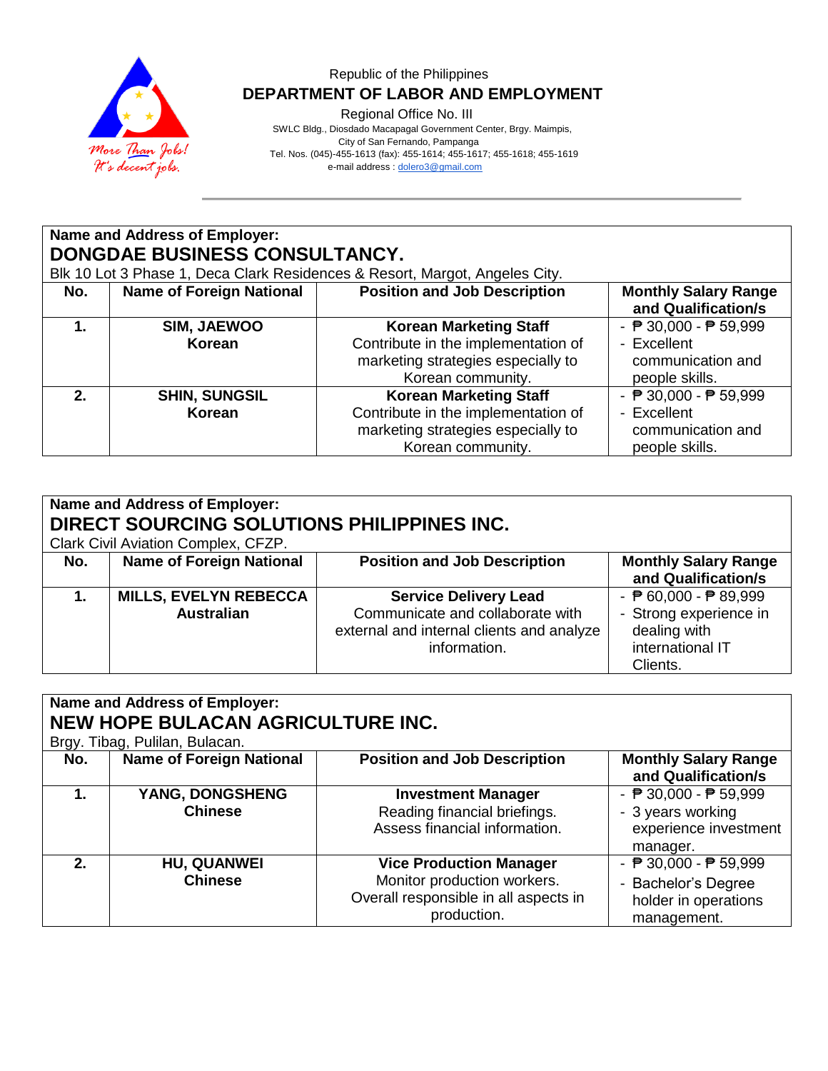Republic of the Philippines
**DEPARTMENT OF LABOR AND EMPLOYMENT**
Regional Office No. III
SWLC Bldg., Diosdado Macapagal Government Center, Brgy. Maimpis, City of San Fernando, Pampanga
Tel. Nos. (045)-455-1613 (fax): 455-1614; 455-1617; 455-1618; 455-1619
e-mail address : dolero3@gmail.com

**Name and Address of Employer:**
**DONGDAE BUSINESS CONSULTANCY.**
Blk 10 Lot 3 Phase 1, Deca Clark Residences & Resort, Margot, Angeles City.

| No. | Name of Foreign National | Position and Job Description | Monthly Salary Range and Qualification/s |
|---|---|---|---|
| **1.** | **SIM, JAEWOO**<br>**Korean** | **Korean Marketing Staff**<br>Contribute in the implementation of marketing strategies especially to Korean community. | - ₱ 30,000 - ₱ 59,999<br>- Excellent communication and people skills. |
| **2.** | **SHIN, SUNGSIL**<br>**Korean** | **Korean Marketing Staff**<br>Contribute in the implementation of marketing strategies especially to Korean community. | - ₱ 30,000 - ₱ 59,999<br>- Excellent communication and people skills. |

**Name and Address of Employer:**
**DIRECT SOURCING SOLUTIONS PHILIPPINES INC.**
Clark Civil Aviation Complex, CFZP.

| No. | Name of Foreign National | Position and Job Description | Monthly Salary Range and Qualification/s |
|---|---|---|---|
| **1.** | **MILLS, EVELYN REBECCA**<br>**Australian** | **Service Delivery Lead**<br>Communicate and collaborate with external and internal clients and analyze information. | - ₱ 60,000 - ₱ 89,999<br>- Strong experience in dealing with international IT Clients. |

**Name and Address of Employer:**
**NEW HOPE BULACAN AGRICULTURE INC.**
Brgy. Tibag, Pulilan, Bulacan.

| No. | Name of Foreign National | Position and Job Description | Monthly Salary Range and Qualification/s |
|---|---|---|---|
| **1.** | **YANG, DONGSHENG**<br>**Chinese** | **Investment Manager**<br>Reading financial briefings. Assess financial information. | - ₱ 30,000 - ₱ 59,999<br>- 3 years working experience investment manager. |
| **2.** | **HU, QUANWEI**<br>**Chinese** | **Vice Production Manager**<br>Monitor production workers. Overall responsible in all aspects in production. | - ₱ 30,000 - ₱ 59,999<br>- Bachelor's Degree holder in operations management. |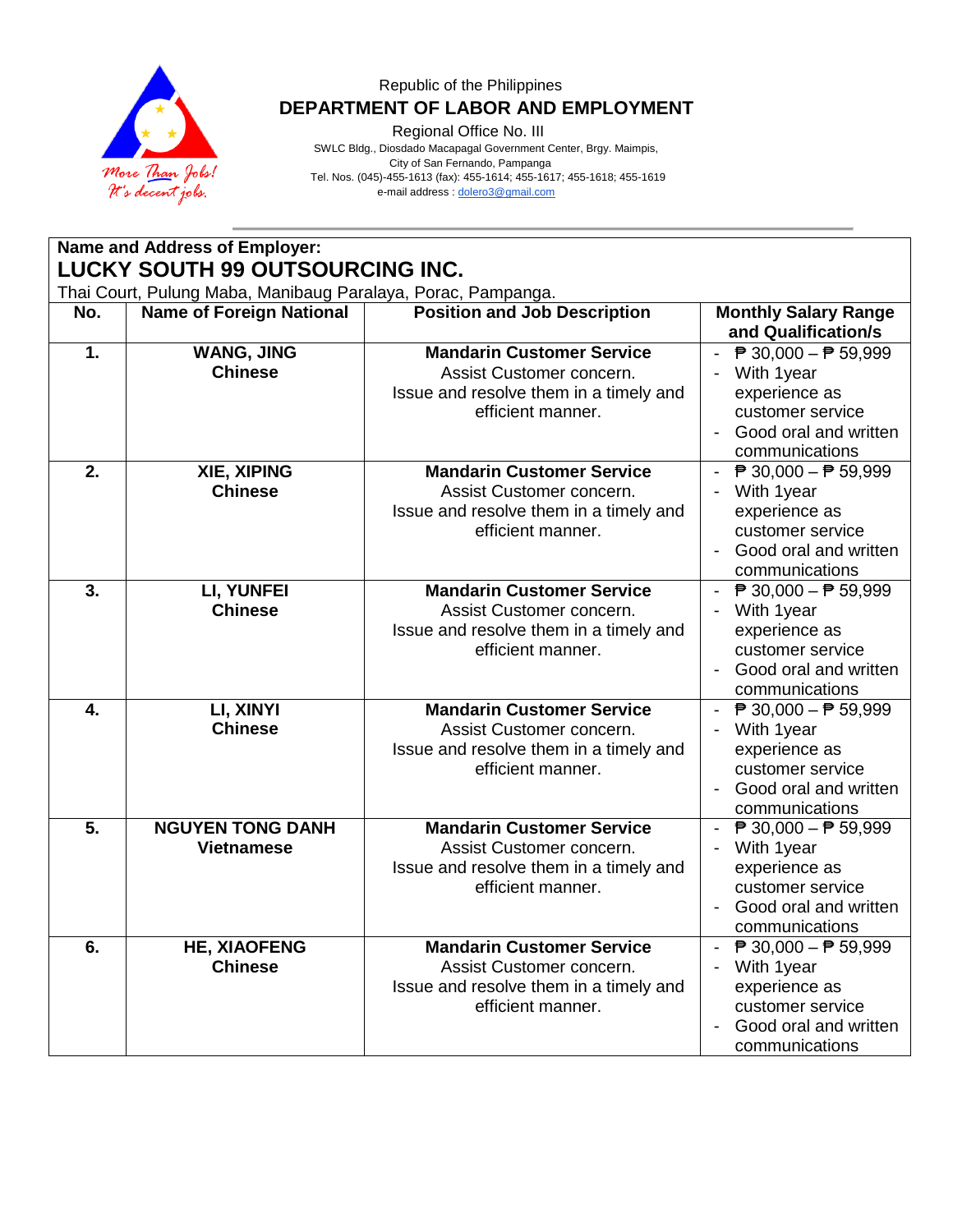Republic of the Philippines
**DEPARTMENT OF LABOR AND EMPLOYMENT**
Regional Office No. III
SWLC Bldg., Diosdado Macapagal Government Center, Brgy. Maimpis,
City of San Fernando, Pampanga
Tel. Nos. (045)-455-1613 (fax): 455-1614; 455-1617; 455-1618; 455-1619
e-mail address : dolero3@gmail.com

**Name and Address of Employer:**
**LUCKY SOUTH 99 OUTSOURCING INC.**
Thai Court, Pulung Maba, Manibaug Paralaya, Porac, Pampanga.

| No. | Name of Foreign National | Position and Job Description | Monthly Salary Range and Qualification/s |
|---|---|---|---|
| **1.** | **WANG, JING**<br>**Chinese** | **Mandarin Customer Service**<br>Assist Customer concern.<br>Issue and resolve them in a timely and efficient manner. | - ₱ 30,000 – ₱ 59,999<br>- With 1year experience as customer service<br>- Good oral and written communications |
| **2.** | **XIE, XIPING**<br>**Chinese** | **Mandarin Customer Service**<br>Assist Customer concern.<br>Issue and resolve them in a timely and efficient manner. | - ₱ 30,000 – ₱ 59,999<br>- With 1year experience as customer service<br>- Good oral and written communications |
| **3.** | **LI, YUNFEI**<br>**Chinese** | **Mandarin Customer Service**<br>Assist Customer concern.<br>Issue and resolve them in a timely and efficient manner. | - ₱ 30,000 – ₱ 59,999<br>- With 1year experience as customer service<br>- Good oral and written communications |
| **4.** | **LI, XINYI**<br>**Chinese** | **Mandarin Customer Service**<br>Assist Customer concern.<br>Issue and resolve them in a timely and efficient manner. | - ₱ 30,000 – ₱ 59,999<br>- With 1year experience as customer service<br>- Good oral and written communications |
| **5.** | **NGUYEN TONG DANH**<br>**Vietnamese** | **Mandarin Customer Service**<br>Assist Customer concern.<br>Issue and resolve them in a timely and efficient manner. | - ₱ 30,000 – ₱ 59,999<br>- With 1year experience as customer service<br>- Good oral and written communications |
| **6.** | **HE, XIAOFENG**<br>**Chinese** | **Mandarin Customer Service**<br>Assist Customer concern.<br>Issue and resolve them in a timely and efficient manner. | - ₱ 30,000 – ₱ 59,999<br>- With 1year experience as customer service<br>- Good oral and written communications |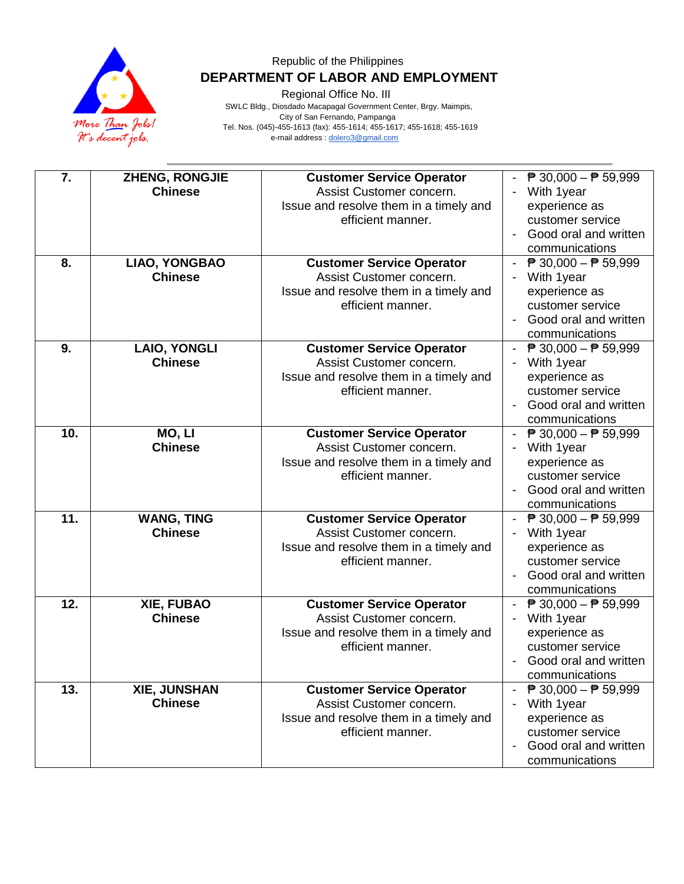Republic of the Philippines

**DEPARTMENT OF LABOR AND EMPLOYMENT**

Regional Office No. III

SWLC Bldg., Diosdado Macapagal Government Center, Brgy. Maimpis, City of San Fernando, Pampanga

Tel. Nos. (045)-455-1613 (fax): 455-1614; 455-1617; 455-1618; 455-1619

e-mail address : dolero3@gmail.com

| | | | |
|---|---|---|---|
| **7.** | **ZHENG, RONGJIE**<br>**Chinese** | **Customer Service Operator**<br>Assist Customer concern.<br>Issue and resolve them in a timely and efficient manner. | - ₱ 30,000 – ₱ 59,999<br>- With 1year experience as customer service<br>- Good oral and written communications |
| **8.** | **LIAO, YONGBAO**<br>**Chinese** | **Customer Service Operator**<br>Assist Customer concern.<br>Issue and resolve them in a timely and efficient manner. | - ₱ 30,000 – ₱ 59,999<br>- With 1year experience as customer service<br>- Good oral and written communications |
| **9.** | **LAIO, YONGLI**<br>**Chinese** | **Customer Service Operator**<br>Assist Customer concern.<br>Issue and resolve them in a timely and efficient manner. | - ₱ 30,000 – ₱ 59,999<br>- With 1year experience as customer service<br>- Good oral and written communications |
| **10.** | **MO, LI**<br>**Chinese** | **Customer Service Operator**<br>Assist Customer concern.<br>Issue and resolve them in a timely and efficient manner. | - ₱ 30,000 – ₱ 59,999<br>- With 1year experience as customer service<br>- Good oral and written communications |
| **11.** | **WANG, TING**<br>**Chinese** | **Customer Service Operator**<br>Assist Customer concern.<br>Issue and resolve them in a timely and efficient manner. | - ₱ 30,000 – ₱ 59,999<br>- With 1year experience as customer service<br>- Good oral and written communications |
| **12.** | **XIE, FUBAO**<br>**Chinese** | **Customer Service Operator**<br>Assist Customer concern.<br>Issue and resolve them in a timely and efficient manner. | - ₱ 30,000 – ₱ 59,999<br>- With 1year experience as customer service<br>- Good oral and written communications |
| **13.** | **XIE, JUNSHAN**<br>**Chinese** | **Customer Service Operator**<br>Assist Customer concern.<br>Issue and resolve them in a timely and efficient manner. | - ₱ 30,000 – ₱ 59,999<br>- With 1year experience as customer service<br>- Good oral and written communications |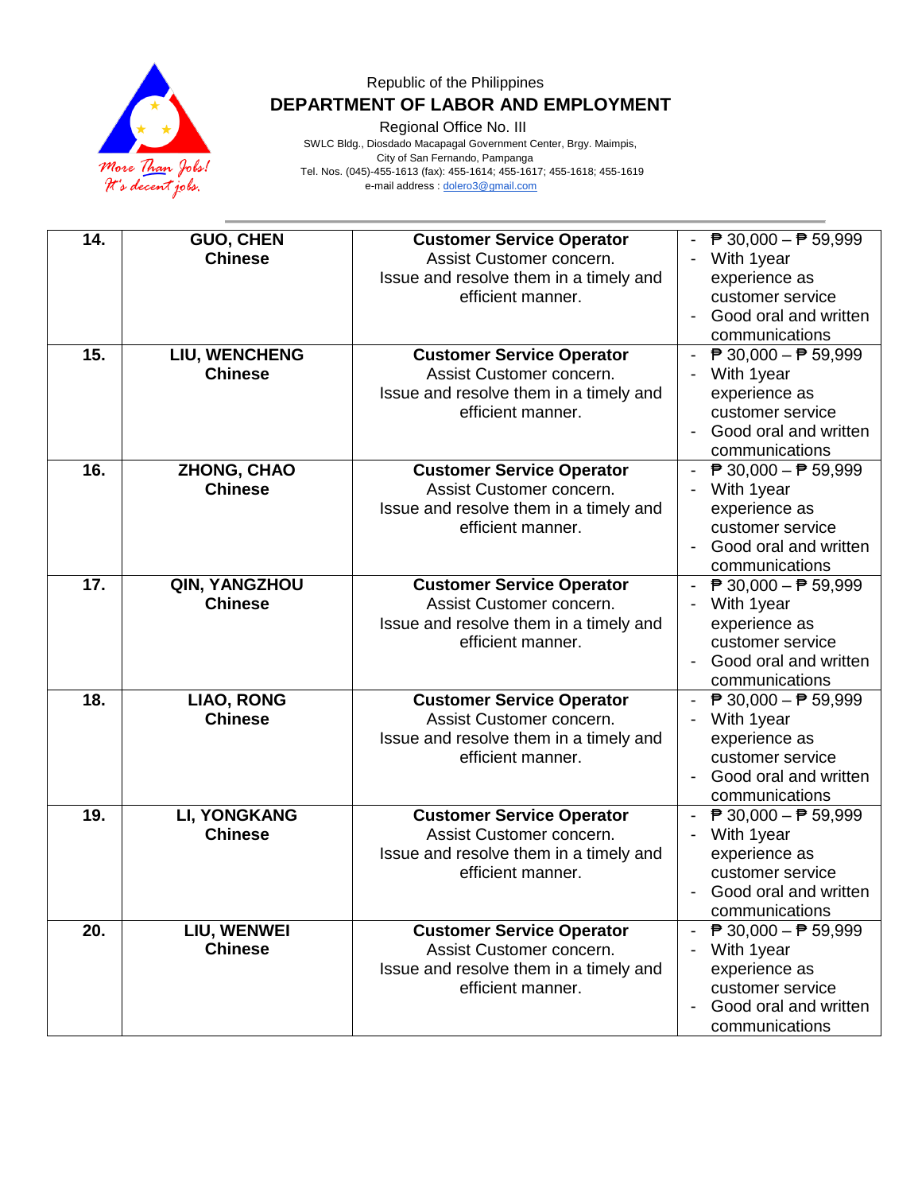Republic of the Philippines

**DEPARTMENT OF LABOR AND EMPLOYMENT**

Regional Office No. III

SWLC Bldg., Diosdado Macapagal Government Center, Brgy. Maimpis,
City of San Fernando, Pampanga
Tel. Nos. (045)-455-1613 (fax): 455-1614; 455-1617; 455-1618; 455-1619
e-mail address : dolero3@gmail.com

| | | | |
|---|---|---|---|
| **14.** | **GUO, CHEN**<br>**Chinese** | **Customer Service Operator**<br>Assist Customer concern.<br>Issue and resolve them in a timely and efficient manner. | - ₱ 30,000 – ₱ 59,999<br>- With 1year experience as customer service<br>- Good oral and written communications |
| **15.** | **LIU, WENCHENG**<br>**Chinese** | **Customer Service Operator**<br>Assist Customer concern.<br>Issue and resolve them in a timely and efficient manner. | - ₱ 30,000 – ₱ 59,999<br>- With 1year experience as customer service<br>- Good oral and written communications |
| **16.** | **ZHONG, CHAO**<br>**Chinese** | **Customer Service Operator**<br>Assist Customer concern.<br>Issue and resolve them in a timely and efficient manner. | - ₱ 30,000 – ₱ 59,999<br>- With 1year experience as customer service<br>- Good oral and written communications |
| **17.** | **QIN, YANGZHOU**<br>**Chinese** | **Customer Service Operator**<br>Assist Customer concern.<br>Issue and resolve them in a timely and efficient manner. | - ₱ 30,000 – ₱ 59,999<br>- With 1year experience as customer service<br>- Good oral and written communications |
| **18.** | **LIAO, RONG**<br>**Chinese** | **Customer Service Operator**<br>Assist Customer concern.<br>Issue and resolve them in a timely and efficient manner. | - ₱ 30,000 – ₱ 59,999<br>- With 1year experience as customer service<br>- Good oral and written communications |
| **19.** | **LI, YONGKANG**<br>**Chinese** | **Customer Service Operator**<br>Assist Customer concern.<br>Issue and resolve them in a timely and efficient manner. | - ₱ 30,000 – ₱ 59,999<br>- With 1year experience as customer service<br>- Good oral and written communications |
| **20.** | **LIU, WENWEI**<br>**Chinese** | **Customer Service Operator**<br>Assist Customer concern.<br>Issue and resolve them in a timely and efficient manner. | - ₱ 30,000 – ₱ 59,999<br>- With 1year experience as customer service<br>- Good oral and written communications |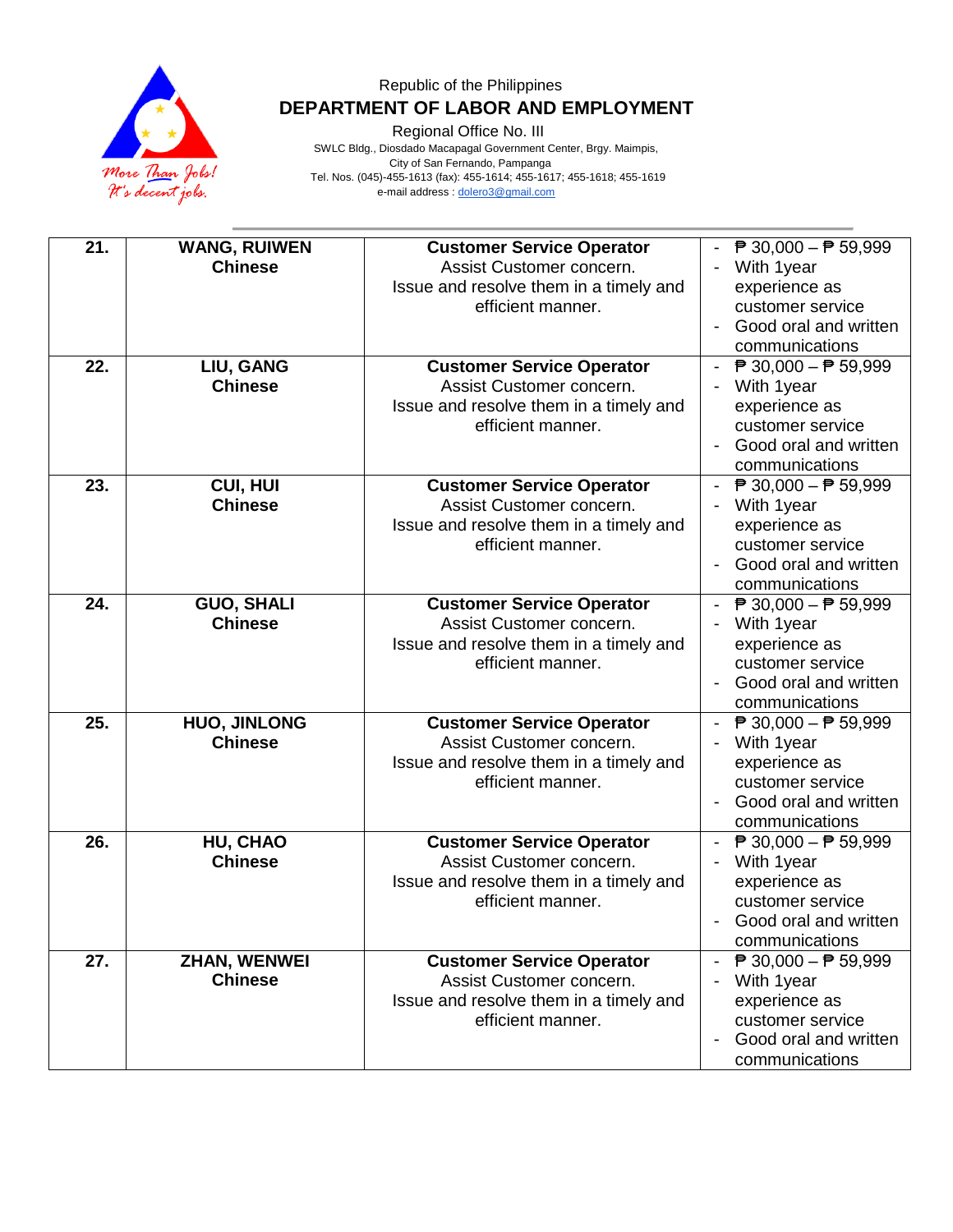Republic of the Philippines

**DEPARTMENT OF LABOR AND EMPLOYMENT**

Regional Office No. III

SWLC Bldg., Diosdado Macapagal Government Center, Brgy. Maimpis,
City of San Fernando, Pampanga
Tel. Nos. (045)-455-1613 (fax): 455-1614; 455-1617; 455-1618; 455-1619
e-mail address : dolero3@gmail.com

| | | | |
|---|---|---|---|
| **21.** | **WANG, RUIWEN**<br>**Chinese** | **Customer Service Operator**<br>Assist Customer concern.<br>Issue and resolve them in a timely and efficient manner. | - ₱ 30,000 – ₱ 59,999<br>- With 1year experience as customer service<br>- Good oral and written communications |
| **22.** | **LIU, GANG**<br>**Chinese** | **Customer Service Operator**<br>Assist Customer concern.<br>Issue and resolve them in a timely and efficient manner. | - ₱ 30,000 – ₱ 59,999<br>- With 1year experience as customer service<br>- Good oral and written communications |
| **23.** | **CUI, HUI**<br>**Chinese** | **Customer Service Operator**<br>Assist Customer concern.<br>Issue and resolve them in a timely and efficient manner. | - ₱ 30,000 – ₱ 59,999<br>- With 1year experience as customer service<br>- Good oral and written communications |
| **24.** | **GUO, SHALI**<br>**Chinese** | **Customer Service Operator**<br>Assist Customer concern.<br>Issue and resolve them in a timely and efficient manner. | - ₱ 30,000 – ₱ 59,999<br>- With 1year experience as customer service<br>- Good oral and written communications |
| **25.** | **HUO, JINLONG**<br>**Chinese** | **Customer Service Operator**<br>Assist Customer concern.<br>Issue and resolve them in a timely and efficient manner. | - ₱ 30,000 – ₱ 59,999<br>- With 1year experience as customer service<br>- Good oral and written communications |
| **26.** | **HU, CHAO**<br>**Chinese** | **Customer Service Operator**<br>Assist Customer concern.<br>Issue and resolve them in a timely and efficient manner. | - ₱ 30,000 – ₱ 59,999<br>- With 1year experience as customer service<br>- Good oral and written communications |
| **27.** | **ZHAN, WENWEI**<br>**Chinese** | **Customer Service Operator**<br>Assist Customer concern.<br>Issue and resolve them in a timely and efficient manner. | - ₱ 30,000 – ₱ 59,999<br>- With 1year experience as customer service<br>- Good oral and written communications |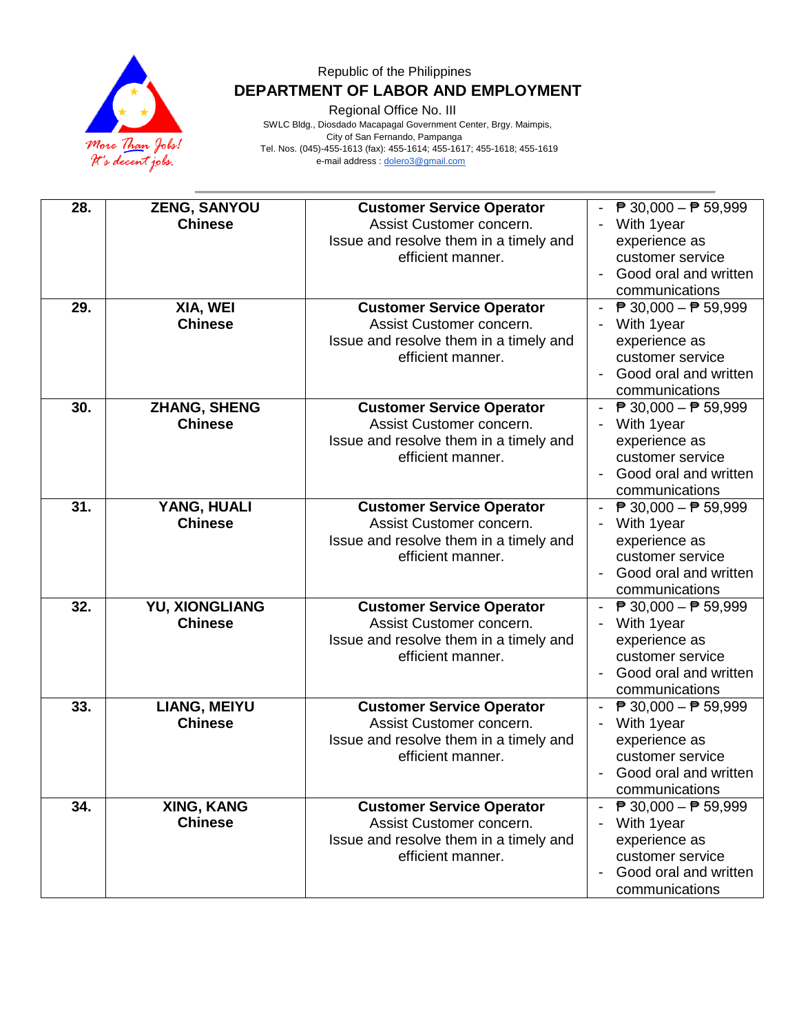Republic of the Philippines

**DEPARTMENT OF LABOR AND EMPLOYMENT**

Regional Office No. III

SWLC Bldg., Diosdado Macapagal Government Center, Brgy. Maimpis,
City of San Fernando, Pampanga
Tel. Nos. (045)-455-1613 (fax): 455-1614; 455-1617; 455-1618; 455-1619
e-mail address : dolero3@gmail.com

| | | | |
|---|---|---|---|
| **28.** | **ZENG, SANYOU**<br>**Chinese** | **Customer Service Operator**<br>Assist Customer concern.<br>Issue and resolve them in a timely and efficient manner. | - ₱ 30,000 – ₱ 59,999<br>- With 1year experience as customer service<br>- Good oral and written communications |
| **29.** | **XIA, WEI**<br>**Chinese** | **Customer Service Operator**<br>Assist Customer concern.<br>Issue and resolve them in a timely and efficient manner. | - ₱ 30,000 – ₱ 59,999<br>- With 1year experience as customer service<br>- Good oral and written communications |
| **30.** | **ZHANG, SHENG**<br>**Chinese** | **Customer Service Operator**<br>Assist Customer concern.<br>Issue and resolve them in a timely and efficient manner. | - ₱ 30,000 – ₱ 59,999<br>- With 1year experience as customer service<br>- Good oral and written communications |
| **31.** | **YANG, HUALI**<br>**Chinese** | **Customer Service Operator**<br>Assist Customer concern.<br>Issue and resolve them in a timely and efficient manner. | - ₱ 30,000 – ₱ 59,999<br>- With 1year experience as customer service<br>- Good oral and written communications |
| **32.** | **YU, XIONGLIANG**<br>**Chinese** | **Customer Service Operator**<br>Assist Customer concern.<br>Issue and resolve them in a timely and efficient manner. | - ₱ 30,000 – ₱ 59,999<br>- With 1year experience as customer service<br>- Good oral and written communications |
| **33.** | **LIANG, MEIYU**<br>**Chinese** | **Customer Service Operator**<br>Assist Customer concern.<br>Issue and resolve them in a timely and efficient manner. | - ₱ 30,000 – ₱ 59,999<br>- With 1year experience as customer service<br>- Good oral and written communications |
| **34.** | **XING, KANG**<br>**Chinese** | **Customer Service Operator**<br>Assist Customer concern.<br>Issue and resolve them in a timely and efficient manner. | - ₱ 30,000 – ₱ 59,999<br>- With 1year experience as customer service<br>- Good oral and written communications |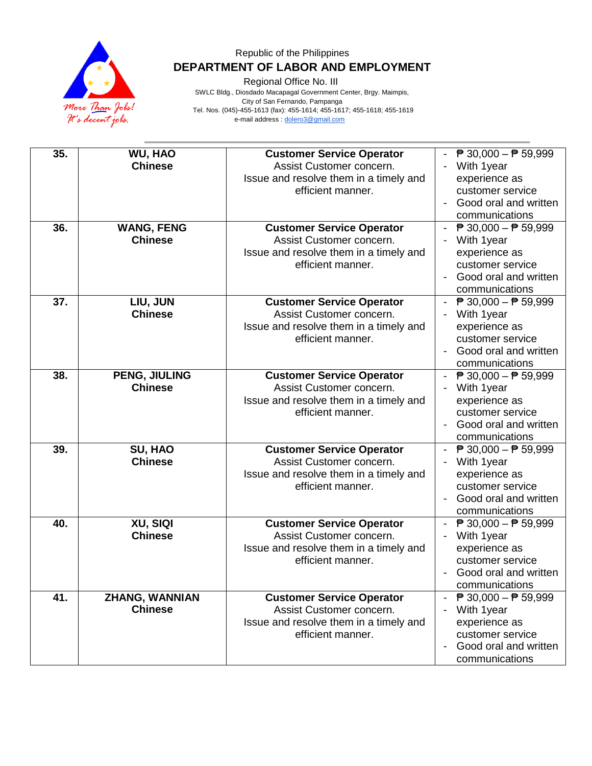Republic of the Philippines

**DEPARTMENT OF LABOR AND EMPLOYMENT**

Regional Office No. III

SWLC Bldg., Diosdado Macapagal Government Center, Brgy. Maimpis,
City of San Fernando, Pampanga
Tel. Nos. (045)-455-1613 (fax): 455-1614; 455-1617; 455-1618; 455-1619
e-mail address : dolero3@gmail.com

| | | | |
|---|---|---|---|
| **35.** | **WU, HAO**<br>**Chinese** | **Customer Service Operator**<br>Assist Customer concern.<br>Issue and resolve them in a timely and efficient manner. | - ₱ 30,000 – ₱ 59,999<br>- With 1year experience as customer service<br>- Good oral and written communications |
| **36.** | **WANG, FENG**<br>**Chinese** | **Customer Service Operator**<br>Assist Customer concern.<br>Issue and resolve them in a timely and efficient manner. | - ₱ 30,000 – ₱ 59,999<br>- With 1year experience as customer service<br>- Good oral and written communications |
| **37.** | **LIU, JUN**<br>**Chinese** | **Customer Service Operator**<br>Assist Customer concern.<br>Issue and resolve them in a timely and efficient manner. | - ₱ 30,000 – ₱ 59,999<br>- With 1year experience as customer service<br>- Good oral and written communications |
| **38.** | **PENG, JIULING**<br>**Chinese** | **Customer Service Operator**<br>Assist Customer concern.<br>Issue and resolve them in a timely and efficient manner. | - ₱ 30,000 – ₱ 59,999<br>- With 1year experience as customer service<br>- Good oral and written communications |
| **39.** | **SU, HAO**<br>**Chinese** | **Customer Service Operator**<br>Assist Customer concern.<br>Issue and resolve them in a timely and efficient manner. | - ₱ 30,000 – ₱ 59,999<br>- With 1year experience as customer service<br>- Good oral and written communications |
| **40.** | **XU, SIQI**<br>**Chinese** | **Customer Service Operator**<br>Assist Customer concern.<br>Issue and resolve them in a timely and efficient manner. | - ₱ 30,000 – ₱ 59,999<br>- With 1year experience as customer service<br>- Good oral and written communications |
| **41.** | **ZHANG, WANNIAN**<br>**Chinese** | **Customer Service Operator**<br>Assist Customer concern.<br>Issue and resolve them in a timely and efficient manner. | - ₱ 30,000 – ₱ 59,999<br>- With 1year experience as customer service<br>- Good oral and written communications |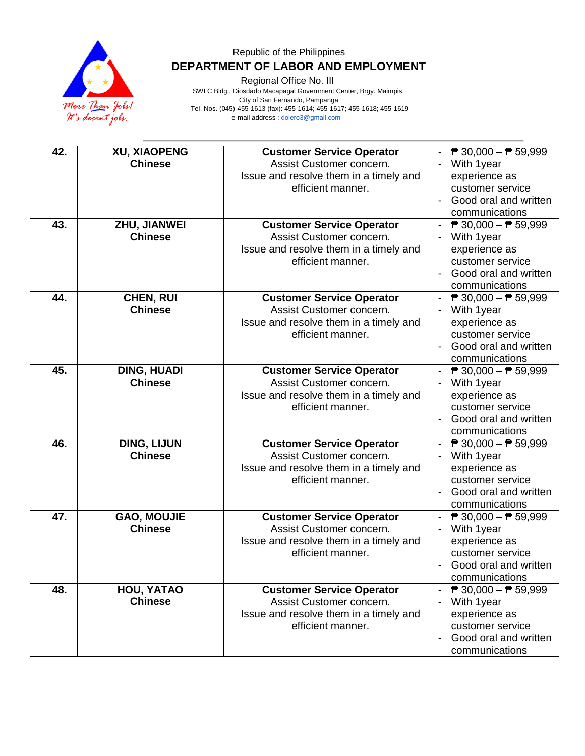Republic of the Philippines

**DEPARTMENT OF LABOR AND EMPLOYMENT**

Regional Office No. III

SWLC Bldg., Diosdado Macapagal Government Center, Brgy. Maimpis, City of San Fernando, Pampanga

Tel. Nos. (045)-455-1613 (fax): 455-1614; 455-1617; 455-1618; 455-1619

e-mail address : dolero3@gmail.com

| | | | |
|---|---|---|---|
| **42.** | **XU, XIAOPENG** **Chinese** | **Customer Service Operator** Assist Customer concern. Issue and resolve them in a timely and efficient manner. | - ₱ 30,000 – ₱ 59,999 - With 1year experience as customer service - Good oral and written communications |
| **43.** | **ZHU, JIANWEI** **Chinese** | **Customer Service Operator** Assist Customer concern. Issue and resolve them in a timely and efficient manner. | - ₱ 30,000 – ₱ 59,999 - With 1year experience as customer service - Good oral and written communications |
| **44.** | **CHEN, RUI** **Chinese** | **Customer Service Operator** Assist Customer concern. Issue and resolve them in a timely and efficient manner. | - ₱ 30,000 – ₱ 59,999 - With 1year experience as customer service - Good oral and written communications |
| **45.** | **DING, HUADI** **Chinese** | **Customer Service Operator** Assist Customer concern. Issue and resolve them in a timely and efficient manner. | - ₱ 30,000 – ₱ 59,999 - With 1year experience as customer service - Good oral and written communications |
| **46.** | **DING, LIJUN** **Chinese** | **Customer Service Operator** Assist Customer concern. Issue and resolve them in a timely and efficient manner. | - ₱ 30,000 – ₱ 59,999 - With 1year experience as customer service - Good oral and written communications |
| **47.** | **GAO, MOUJIE** **Chinese** | **Customer Service Operator** Assist Customer concern. Issue and resolve them in a timely and efficient manner. | - ₱ 30,000 – ₱ 59,999 - With 1year experience as customer service - Good oral and written communications |
| **48.** | **HOU, YATAO** **Chinese** | **Customer Service Operator** Assist Customer concern. Issue and resolve them in a timely and efficient manner. | - ₱ 30,000 – ₱ 59,999 - With 1year experience as customer service - Good oral and written communications |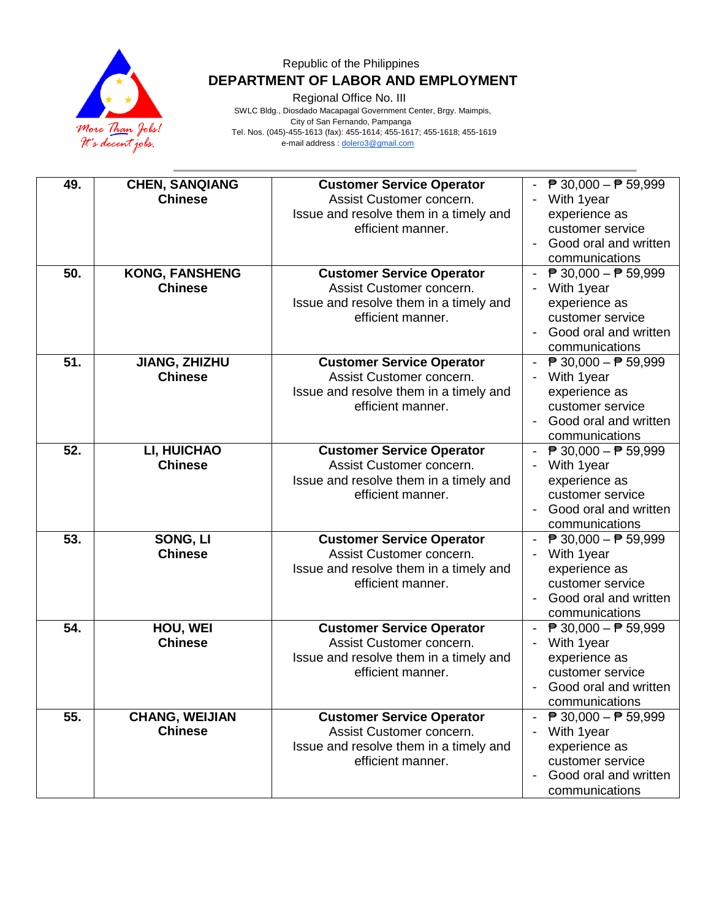Republic of the Philippines
**DEPARTMENT OF LABOR AND EMPLOYMENT**
Regional Office No. III
SWLC Bldg., Diosdado Macapagal Government Center, Brgy. Maimpis,
City of San Fernando, Pampanga
Tel. Nos. (045)-455-1613 (fax): 455-1614; 455-1617; 455-1618; 455-1619
e-mail address : dolero3@gmail.com

| | | | |
|---|---|---|---|
| **49.** | **CHEN, SANQIANG**<br>**Chinese** | **Customer Service Operator**<br>Assist Customer concern.<br>Issue and resolve them in a timely and efficient manner. | - ₱ 30,000 – ₱ 59,999<br>- With 1year experience as customer service<br>- Good oral and written communications |
| **50.** | **KONG, FANSHENG**<br>**Chinese** | **Customer Service Operator**<br>Assist Customer concern.<br>Issue and resolve them in a timely and efficient manner. | - ₱ 30,000 – ₱ 59,999<br>- With 1year experience as customer service<br>- Good oral and written communications |
| **51.** | **JIANG, ZHIZHU**<br>**Chinese** | **Customer Service Operator**<br>Assist Customer concern.<br>Issue and resolve them in a timely and efficient manner. | - ₱ 30,000 – ₱ 59,999<br>- With 1year experience as customer service<br>- Good oral and written communications |
| **52.** | **LI, HUICHAO**<br>**Chinese** | **Customer Service Operator**<br>Assist Customer concern.<br>Issue and resolve them in a timely and efficient manner. | - ₱ 30,000 – ₱ 59,999<br>- With 1year experience as customer service<br>- Good oral and written communications |
| **53.** | **SONG, LI**<br>**Chinese** | **Customer Service Operator**<br>Assist Customer concern.<br>Issue and resolve them in a timely and efficient manner. | - ₱ 30,000 – ₱ 59,999<br>- With 1year experience as customer service<br>- Good oral and written communications |
| **54.** | **HOU, WEI**<br>**Chinese** | **Customer Service Operator**<br>Assist Customer concern.<br>Issue and resolve them in a timely and efficient manner. | - ₱ 30,000 – ₱ 59,999<br>- With 1year experience as customer service<br>- Good oral and written communications |
| **55.** | **CHANG, WEIJIAN**<br>**Chinese** | **Customer Service Operator**<br>Assist Customer concern.<br>Issue and resolve them in a timely and efficient manner. | - ₱ 30,000 – ₱ 59,999<br>- With 1year experience as customer service<br>- Good oral and written communications |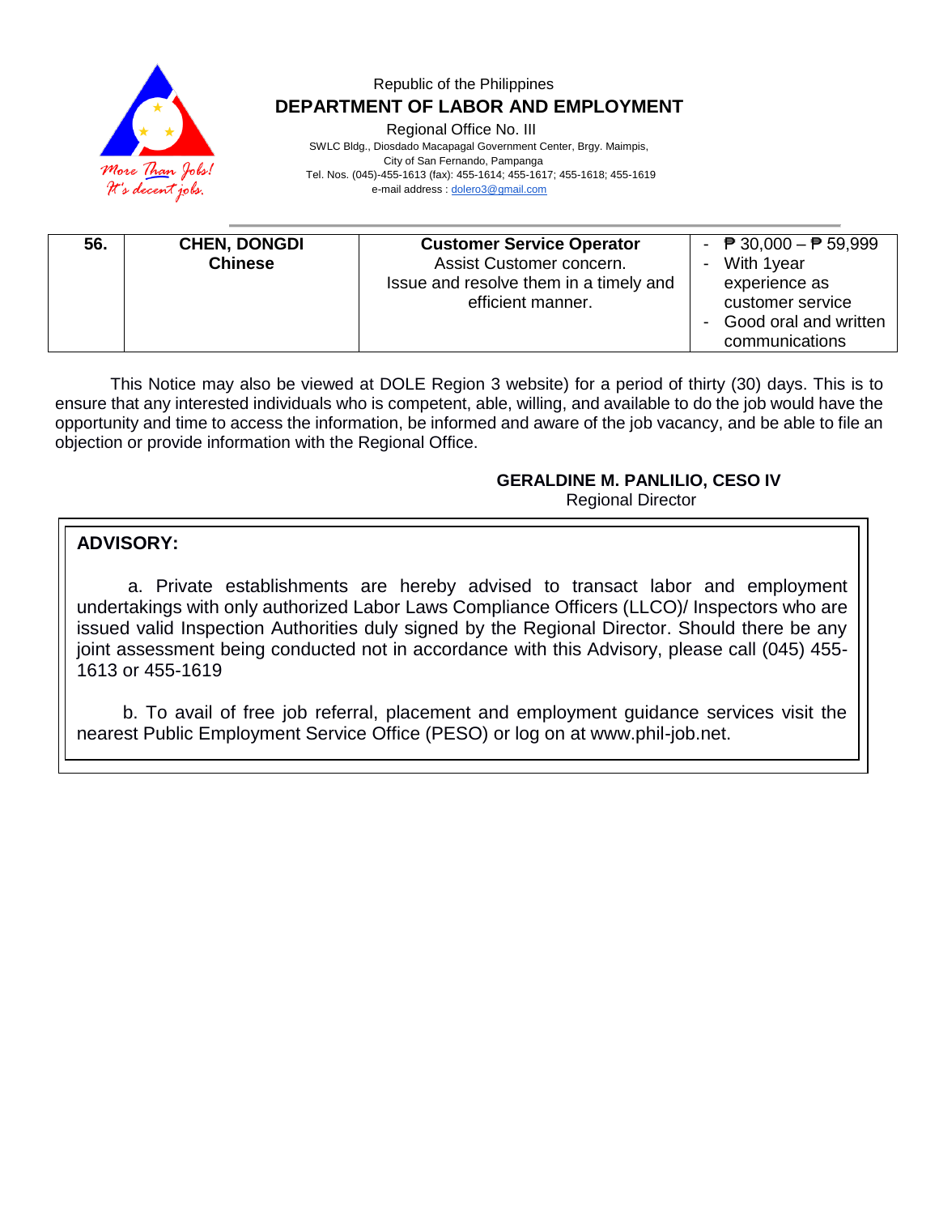Republic of the Philippines

**DEPARTMENT OF LABOR AND EMPLOYMENT**

Regional Office No. III

SWLC Bldg., Diosdado Macapagal Government Center, Brgy. Maimpis,
City of San Fernando, Pampanga
Tel. Nos. (045)-455-1613 (fax): 455-1614; 455-1617; 455-1618; 455-1619
e-mail address : dolero3@gmail.com

| | | | |
|---|---|---|---|
| **56.** | **CHEN, DONGDI** **Chinese** | **Customer Service Operator** Assist Customer concern. Issue and resolve them in a timely and efficient manner. | - ₱ 30,000 – ₱ 59,999 - With 1year experience as customer service - Good oral and written communications |

This Notice may also be viewed at DOLE Region 3 website) for a period of thirty (30) days. This is to ensure that any interested individuals who is competent, able, willing, and available to do the job would have the opportunity and time to access the information, be informed and aware of the job vacancy, and be able to file an objection or provide information with the Regional Office.

**GERALDINE M. PANLILIO, CESO IV**
Regional Director

**ADVISORY:**

a. Private establishments are hereby advised to transact labor and employment undertakings with only authorized Labor Laws Compliance Officers (LLCO)/ Inspectors who are issued valid Inspection Authorities duly signed by the Regional Director. Should there be any joint assessment being conducted not in accordance with this Advisory, please call (045) 455-1613 or 455-1619

b. To avail of free job referral, placement and employment guidance services visit the nearest Public Employment Service Office (PESO) or log on at www.phil-job.net.